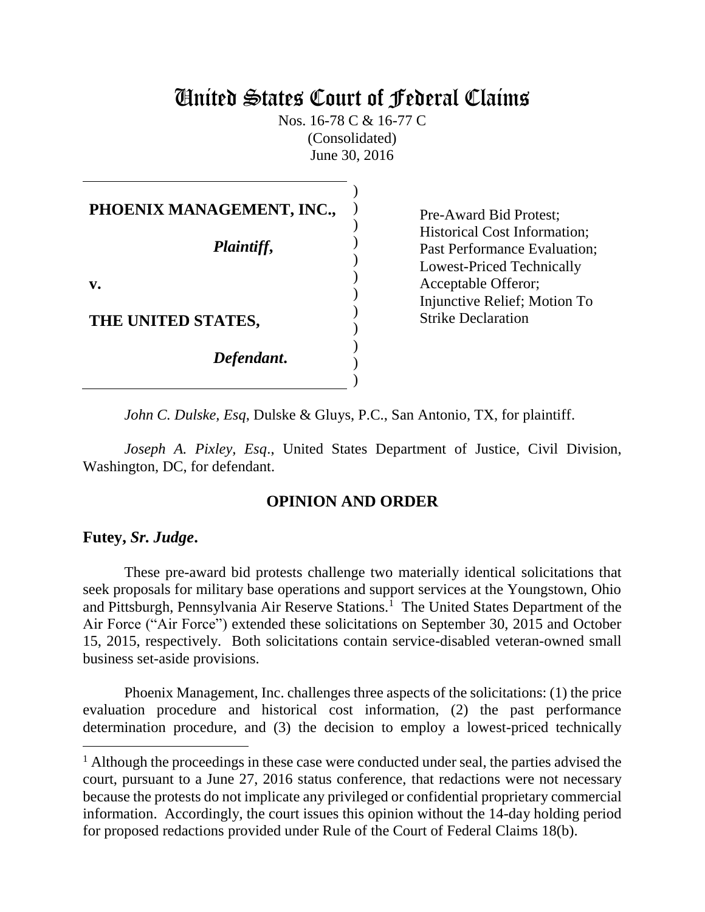# United States Court of Federal Claims

Nos. 16-78 C & 16-77 C
(Consolidated)
June 30, 2016

| | |
|---|---|
| **PHOENIX MANAGEMENT, INC.,**<br><br>***Plaintiff*,**<br><br>**v.**<br><br>**THE UNITED STATES,**<br><br>***Defendant*.** | Pre-Award Bid Protest; Historical Cost Information; Past Performance Evaluation; Lowest-Priced Technically Acceptable Offeror; Injunctive Relief; Motion To Strike Declaration |

*John C. Dulske, Esq*, Dulske & Gluys, P.C., San Antonio, TX, for plaintiff.

*Joseph A. Pixley, Esq*., United States Department of Justice, Civil Division, Washington, DC, for defendant.

## OPINION AND ORDER

**Futey, *Sr. Judge*.**

These pre-award bid protests challenge two materially identical solicitations that seek proposals for military base operations and support services at the Youngstown, Ohio and Pittsburgh, Pennsylvania Air Reserve Stations.[1] The United States Department of the Air Force ("Air Force") extended these solicitations on September 30, 2015 and October 15, 2015, respectively. Both solicitations contain service-disabled veteran-owned small business set-aside provisions.

Phoenix Management, Inc. challenges three aspects of the solicitations: (1) the price evaluation procedure and historical cost information, (2) the past performance determination procedure, and (3) the decision to employ a lowest-priced technically

[1] Although the proceedings in these case were conducted under seal, the parties advised the court, pursuant to a June 27, 2016 status conference, that redactions were not necessary because the protests do not implicate any privileged or confidential proprietary commercial information. Accordingly, the court issues this opinion without the 14-day holding period for proposed redactions provided under Rule of the Court of Federal Claims 18(b).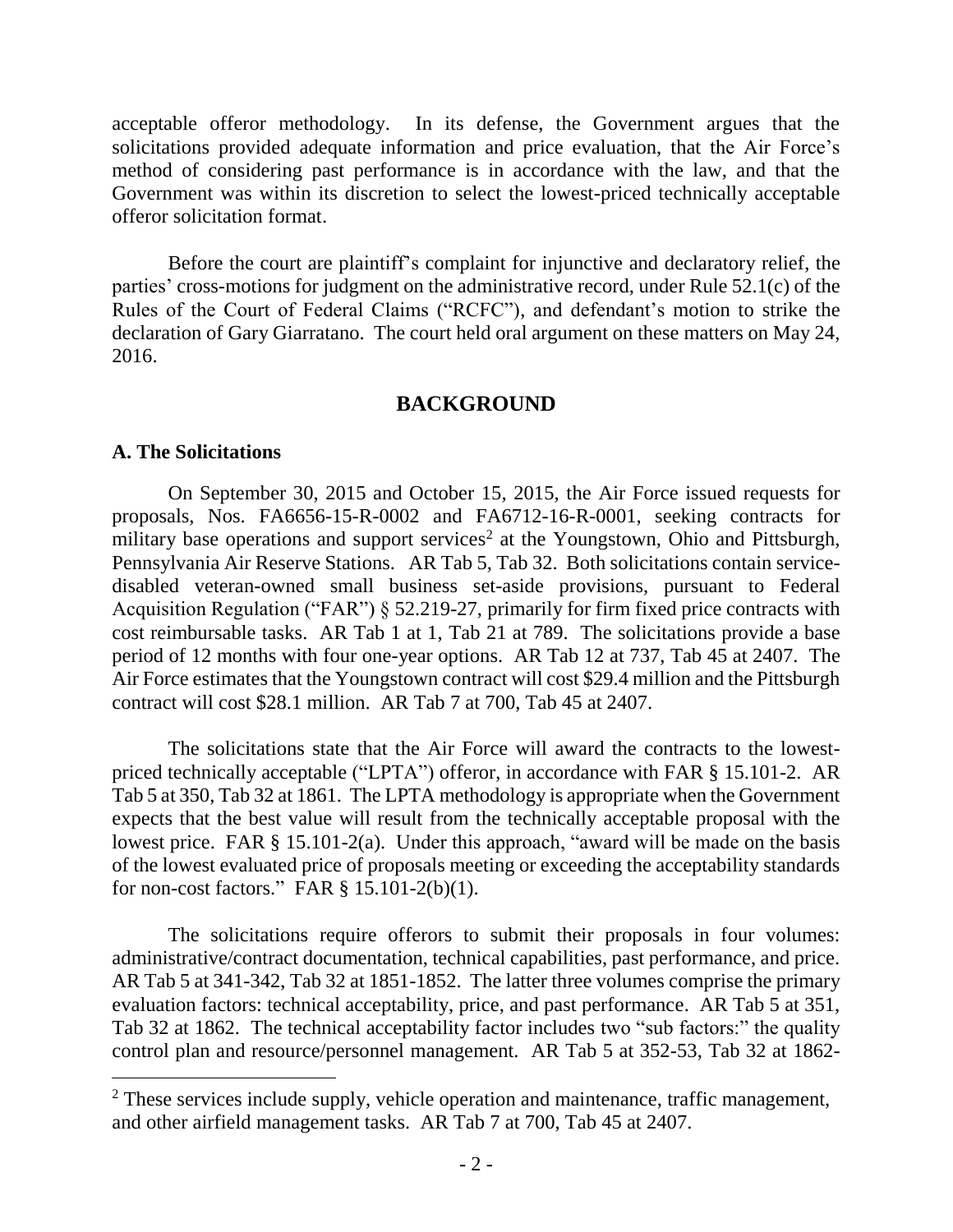acceptable offeror methodology. In its defense, the Government argues that the solicitations provided adequate information and price evaluation, that the Air Force's method of considering past performance is in accordance with the law, and that the Government was within its discretion to select the lowest-priced technically acceptable offeror solicitation format.

Before the court are plaintiff's complaint for injunctive and declaratory relief, the parties' cross-motions for judgment on the administrative record, under Rule 52.1(c) of the Rules of the Court of Federal Claims ("RCFC"), and defendant's motion to strike the declaration of Gary Giarratano. The court held oral argument on these matters on May 24, 2016.

## BACKGROUND

### A. The Solicitations

On September 30, 2015 and October 15, 2015, the Air Force issued requests for proposals, Nos. FA6656-15-R-0002 and FA6712-16-R-0001, seeking contracts for military base operations and support services[2] at the Youngstown, Ohio and Pittsburgh, Pennsylvania Air Reserve Stations. AR Tab 5, Tab 32. Both solicitations contain service-disabled veteran-owned small business set-aside provisions, pursuant to Federal Acquisition Regulation ("FAR") § 52.219-27, primarily for firm fixed price contracts with cost reimbursable tasks. AR Tab 1 at 1, Tab 21 at 789. The solicitations provide a base period of 12 months with four one-year options. AR Tab 12 at 737, Tab 45 at 2407. The Air Force estimates that the Youngstown contract will cost $29.4 million and the Pittsburgh contract will cost $28.1 million. AR Tab 7 at 700, Tab 45 at 2407.

The solicitations state that the Air Force will award the contracts to the lowest-priced technically acceptable ("LPTA") offeror, in accordance with FAR § 15.101-2. AR Tab 5 at 350, Tab 32 at 1861. The LPTA methodology is appropriate when the Government expects that the best value will result from the technically acceptable proposal with the lowest price. FAR § 15.101-2(a). Under this approach, "award will be made on the basis of the lowest evaluated price of proposals meeting or exceeding the acceptability standards for non-cost factors." FAR § 15.101-2(b)(1).

The solicitations require offerors to submit their proposals in four volumes: administrative/contract documentation, technical capabilities, past performance, and price. AR Tab 5 at 341-342, Tab 32 at 1851-1852. The latter three volumes comprise the primary evaluation factors: technical acceptability, price, and past performance. AR Tab 5 at 351, Tab 32 at 1862. The technical acceptability factor includes two "sub factors:" the quality control plan and resource/personnel management. AR Tab 5 at 352-53, Tab 32 at 1862-

[2] These services include supply, vehicle operation and maintenance, traffic management, and other airfield management tasks. AR Tab 7 at 700, Tab 45 at 2407.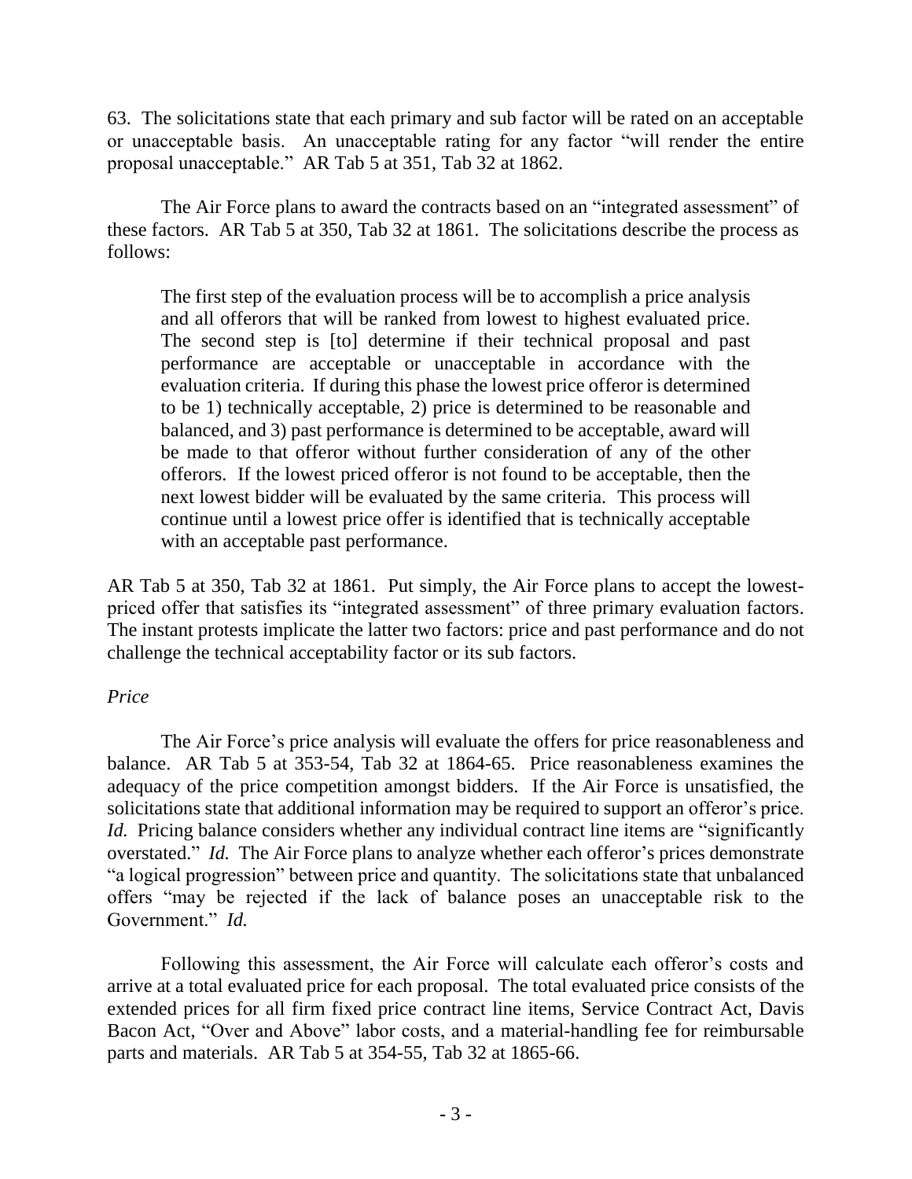63. The solicitations state that each primary and sub factor will be rated on an acceptable or unacceptable basis. An unacceptable rating for any factor "will render the entire proposal unacceptable." AR Tab 5 at 351, Tab 32 at 1862.

The Air Force plans to award the contracts based on an "integrated assessment" of these factors. AR Tab 5 at 350, Tab 32 at 1861. The solicitations describe the process as follows:

> The first step of the evaluation process will be to accomplish a price analysis and all offerors that will be ranked from lowest to highest evaluated price. The second step is [to] determine if their technical proposal and past performance are acceptable or unacceptable in accordance with the evaluation criteria. If during this phase the lowest price offeror is determined to be 1) technically acceptable, 2) price is determined to be reasonable and balanced, and 3) past performance is determined to be acceptable, award will be made to that offeror without further consideration of any of the other offerors. If the lowest priced offeror is not found to be acceptable, then the next lowest bidder will be evaluated by the same criteria. This process will continue until a lowest price offer is identified that is technically acceptable with an acceptable past performance.

AR Tab 5 at 350, Tab 32 at 1861. Put simply, the Air Force plans to accept the lowest-priced offer that satisfies its "integrated assessment" of three primary evaluation factors. The instant protests implicate the latter two factors: price and past performance and do not challenge the technical acceptability factor or its sub factors.

*Price*

The Air Force's price analysis will evaluate the offers for price reasonableness and balance. AR Tab 5 at 353-54, Tab 32 at 1864-65. Price reasonableness examines the adequacy of the price competition amongst bidders. If the Air Force is unsatisfied, the solicitations state that additional information may be required to support an offeror's price. *Id.* Pricing balance considers whether any individual contract line items are "significantly overstated." *Id.* The Air Force plans to analyze whether each offeror's prices demonstrate "a logical progression" between price and quantity. The solicitations state that unbalanced offers "may be rejected if the lack of balance poses an unacceptable risk to the Government." *Id.*

Following this assessment, the Air Force will calculate each offeror's costs and arrive at a total evaluated price for each proposal. The total evaluated price consists of the extended prices for all firm fixed price contract line items, Service Contract Act, Davis Bacon Act, "Over and Above" labor costs, and a material-handling fee for reimbursable parts and materials. AR Tab 5 at 354-55, Tab 32 at 1865-66.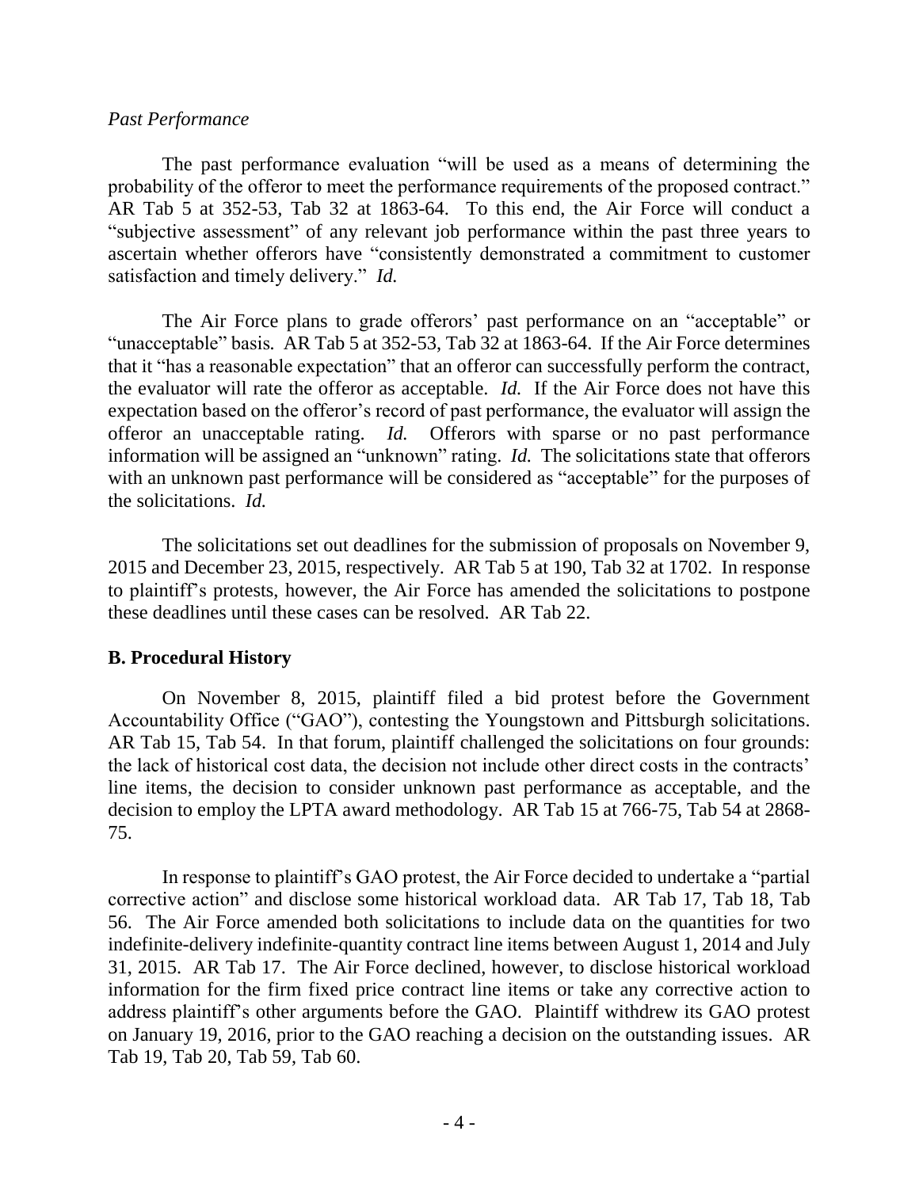*Past Performance*

The past performance evaluation "will be used as a means of determining the probability of the offeror to meet the performance requirements of the proposed contract." AR Tab 5 at 352-53, Tab 32 at 1863-64. To this end, the Air Force will conduct a "subjective assessment" of any relevant job performance within the past three years to ascertain whether offerors have "consistently demonstrated a commitment to customer satisfaction and timely delivery." *Id.*

The Air Force plans to grade offerors' past performance on an "acceptable" or "unacceptable" basis. AR Tab 5 at 352-53, Tab 32 at 1863-64. If the Air Force determines that it "has a reasonable expectation" that an offeror can successfully perform the contract, the evaluator will rate the offeror as acceptable. *Id.* If the Air Force does not have this expectation based on the offeror's record of past performance, the evaluator will assign the offeror an unacceptable rating. *Id.* Offerors with sparse or no past performance information will be assigned an "unknown" rating. *Id.* The solicitations state that offerors with an unknown past performance will be considered as "acceptable" for the purposes of the solicitations. *Id.*

The solicitations set out deadlines for the submission of proposals on November 9, 2015 and December 23, 2015, respectively. AR Tab 5 at 190, Tab 32 at 1702. In response to plaintiff's protests, however, the Air Force has amended the solicitations to postpone these deadlines until these cases can be resolved. AR Tab 22.

## B. Procedural History

On November 8, 2015, plaintiff filed a bid protest before the Government Accountability Office ("GAO"), contesting the Youngstown and Pittsburgh solicitations. AR Tab 15, Tab 54. In that forum, plaintiff challenged the solicitations on four grounds: the lack of historical cost data, the decision not include other direct costs in the contracts' line items, the decision to consider unknown past performance as acceptable, and the decision to employ the LPTA award methodology. AR Tab 15 at 766-75, Tab 54 at 2868-75.

In response to plaintiff's GAO protest, the Air Force decided to undertake a "partial corrective action" and disclose some historical workload data. AR Tab 17, Tab 18, Tab 56. The Air Force amended both solicitations to include data on the quantities for two indefinite-delivery indefinite-quantity contract line items between August 1, 2014 and July 31, 2015. AR Tab 17. The Air Force declined, however, to disclose historical workload information for the firm fixed price contract line items or take any corrective action to address plaintiff's other arguments before the GAO. Plaintiff withdrew its GAO protest on January 19, 2016, prior to the GAO reaching a decision on the outstanding issues. AR Tab 19, Tab 20, Tab 59, Tab 60.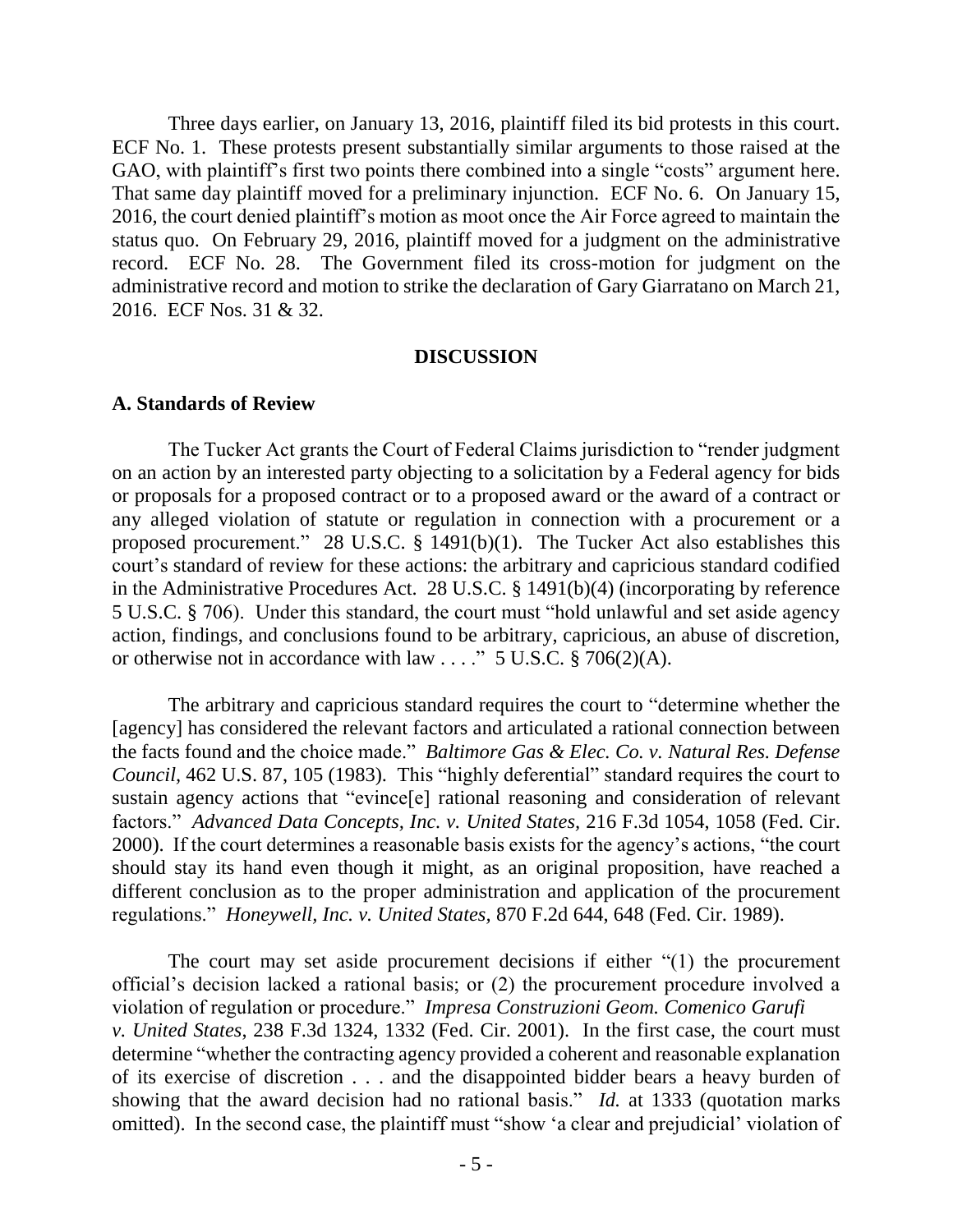Three days earlier, on January 13, 2016, plaintiff filed its bid protests in this court. ECF No. 1. These protests present substantially similar arguments to those raised at the GAO, with plaintiff's first two points there combined into a single "costs" argument here. That same day plaintiff moved for a preliminary injunction. ECF No. 6. On January 15, 2016, the court denied plaintiff's motion as moot once the Air Force agreed to maintain the status quo. On February 29, 2016, plaintiff moved for a judgment on the administrative record. ECF No. 28. The Government filed its cross-motion for judgment on the administrative record and motion to strike the declaration of Gary Giarratano on March 21, 2016. ECF Nos. 31 & 32.

## DISCUSSION

### A. Standards of Review

The Tucker Act grants the Court of Federal Claims jurisdiction to "render judgment on an action by an interested party objecting to a solicitation by a Federal agency for bids or proposals for a proposed contract or to a proposed award or the award of a contract or any alleged violation of statute or regulation in connection with a procurement or a proposed procurement." 28 U.S.C. § 1491(b)(1). The Tucker Act also establishes this court's standard of review for these actions: the arbitrary and capricious standard codified in the Administrative Procedures Act. 28 U.S.C. § 1491(b)(4) (incorporating by reference 5 U.S.C. § 706). Under this standard, the court must "hold unlawful and set aside agency action, findings, and conclusions found to be arbitrary, capricious, an abuse of discretion, or otherwise not in accordance with law . . . ." 5 U.S.C. § 706(2)(A).

The arbitrary and capricious standard requires the court to "determine whether the [agency] has considered the relevant factors and articulated a rational connection between the facts found and the choice made." *Baltimore Gas & Elec. Co. v. Natural Res. Defense Council*, 462 U.S. 87, 105 (1983). This "highly deferential" standard requires the court to sustain agency actions that "evince[e] rational reasoning and consideration of relevant factors." *Advanced Data Concepts, Inc. v. United States*, 216 F.3d 1054, 1058 (Fed. Cir. 2000). If the court determines a reasonable basis exists for the agency's actions, "the court should stay its hand even though it might, as an original proposition, have reached a different conclusion as to the proper administration and application of the procurement regulations." *Honeywell, Inc. v. United States*, 870 F.2d 644, 648 (Fed. Cir. 1989).

The court may set aside procurement decisions if either "(1) the procurement official's decision lacked a rational basis; or (2) the procurement procedure involved a violation of regulation or procedure." *Impresa Construzioni Geom. Comenico Garufi v. United States*, 238 F.3d 1324, 1332 (Fed. Cir. 2001). In the first case, the court must determine "whether the contracting agency provided a coherent and reasonable explanation of its exercise of discretion . . . and the disappointed bidder bears a heavy burden of showing that the award decision had no rational basis." *Id.* at 1333 (quotation marks omitted). In the second case, the plaintiff must "show 'a clear and prejudicial' violation of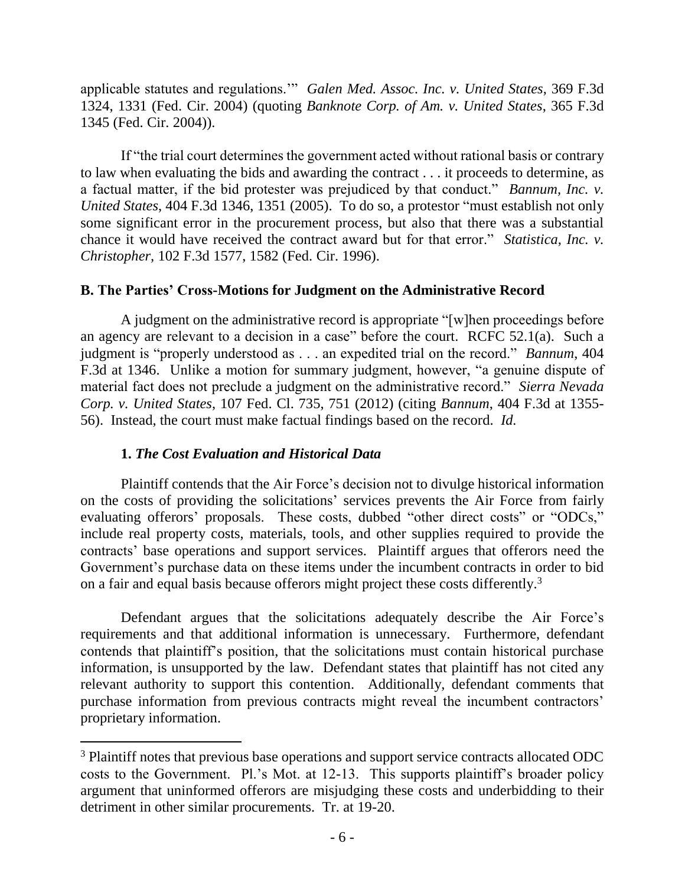applicable statutes and regulations.'" *Galen Med. Assoc. Inc. v. United States*, 369 F.3d 1324, 1331 (Fed. Cir. 2004) (quoting *Banknote Corp. of Am. v. United States*, 365 F.3d 1345 (Fed. Cir. 2004)).

If "the trial court determines the government acted without rational basis or contrary to law when evaluating the bids and awarding the contract . . . it proceeds to determine, as a factual matter, if the bid protester was prejudiced by that conduct." *Bannum, Inc. v. United States*, 404 F.3d 1346, 1351 (2005). To do so, a protestor "must establish not only some significant error in the procurement process, but also that there was a substantial chance it would have received the contract award but for that error." *Statistica, Inc. v. Christopher*, 102 F.3d 1577, 1582 (Fed. Cir. 1996).

### B. The Parties' Cross-Motions for Judgment on the Administrative Record

A judgment on the administrative record is appropriate "[w]hen proceedings before an agency are relevant to a decision in a case" before the court. RCFC 52.1(a). Such a judgment is "properly understood as . . . an expedited trial on the record." *Bannum*, 404 F.3d at 1346. Unlike a motion for summary judgment, however, "a genuine dispute of material fact does not preclude a judgment on the administrative record." *Sierra Nevada Corp. v. United States*, 107 Fed. Cl. 735, 751 (2012) (citing *Bannum*, 404 F.3d at 1355-56). Instead, the court must make factual findings based on the record. *Id.*

#### 1. *The Cost Evaluation and Historical Data*

Plaintiff contends that the Air Force's decision not to divulge historical information on the costs of providing the solicitations' services prevents the Air Force from fairly evaluating offerors' proposals. These costs, dubbed "other direct costs" or "ODCs," include real property costs, materials, tools, and other supplies required to provide the contracts' base operations and support services. Plaintiff argues that offerors need the Government's purchase data on these items under the incumbent contracts in order to bid on a fair and equal basis because offerors might project these costs differently.[3]

Defendant argues that the solicitations adequately describe the Air Force's requirements and that additional information is unnecessary. Furthermore, defendant contends that plaintiff's position, that the solicitations must contain historical purchase information, is unsupported by the law. Defendant states that plaintiff has not cited any relevant authority to support this contention. Additionally, defendant comments that purchase information from previous contracts might reveal the incumbent contractors' proprietary information.

---

[3] Plaintiff notes that previous base operations and support service contracts allocated ODC costs to the Government. Pl.'s Mot. at 12-13. This supports plaintiff's broader policy argument that uninformed offerors are misjudging these costs and underbidding to their detriment in other similar procurements. Tr. at 19-20.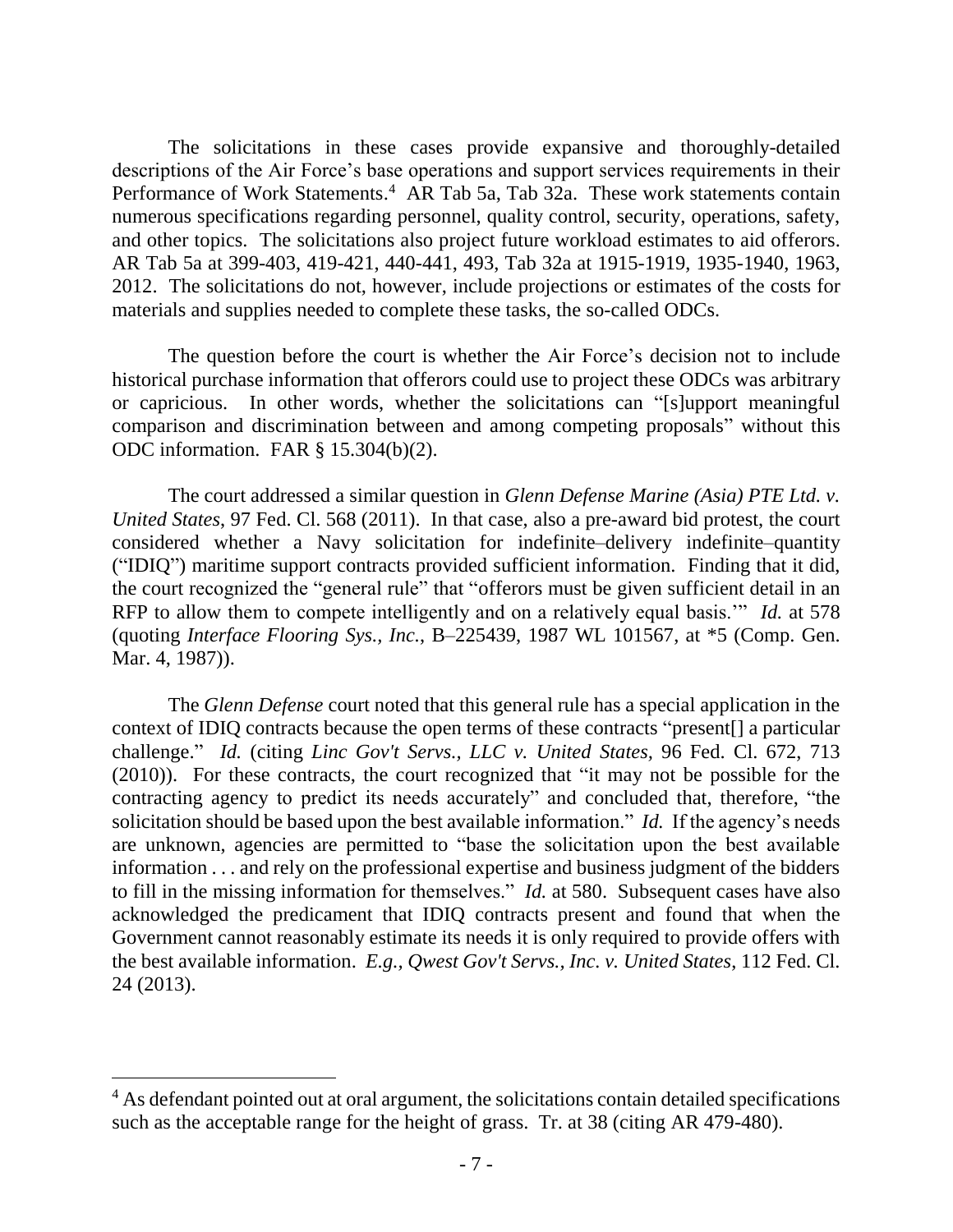The solicitations in these cases provide expansive and thoroughly-detailed descriptions of the Air Force's base operations and support services requirements in their Performance of Work Statements.[4] AR Tab 5a, Tab 32a. These work statements contain numerous specifications regarding personnel, quality control, security, operations, safety, and other topics. The solicitations also project future workload estimates to aid offerors. AR Tab 5a at 399-403, 419-421, 440-441, 493, Tab 32a at 1915-1919, 1935-1940, 1963, 2012. The solicitations do not, however, include projections or estimates of the costs for materials and supplies needed to complete these tasks, the so-called ODCs.

The question before the court is whether the Air Force's decision not to include historical purchase information that offerors could use to project these ODCs was arbitrary or capricious. In other words, whether the solicitations can "[s]upport meaningful comparison and discrimination between and among competing proposals" without this ODC information. FAR § 15.304(b)(2).

The court addressed a similar question in *Glenn Defense Marine (Asia) PTE Ltd. v. United States*, 97 Fed. Cl. 568 (2011). In that case, also a pre-award bid protest, the court considered whether a Navy solicitation for indefinite–delivery indefinite–quantity ("IDIQ") maritime support contracts provided sufficient information. Finding that it did, the court recognized the "general rule" that "offerors must be given sufficient detail in an RFP to allow them to compete intelligently and on a relatively equal basis.'" *Id.* at 578 (quoting *Interface Flooring Sys., Inc.*, B–225439, 1987 WL 101567, at *5 (Comp. Gen. Mar. 4, 1987)).

The *Glenn Defense* court noted that this general rule has a special application in the context of IDIQ contracts because the open terms of these contracts "present[] a particular challenge." *Id.* (citing *Linc Gov't Servs., LLC v. United States*, 96 Fed. Cl. 672, 713 (2010)). For these contracts, the court recognized that "it may not be possible for the contracting agency to predict its needs accurately" and concluded that, therefore, "the solicitation should be based upon the best available information." *Id.* If the agency's needs are unknown, agencies are permitted to "base the solicitation upon the best available information . . . and rely on the professional expertise and business judgment of the bidders to fill in the missing information for themselves." *Id.* at 580. Subsequent cases have also acknowledged the predicament that IDIQ contracts present and found that when the Government cannot reasonably estimate its needs it is only required to provide offers with the best available information. *E.g.*, *Qwest Gov't Servs., Inc. v. United States*, 112 Fed. Cl. 24 (2013).

---

[4] As defendant pointed out at oral argument, the solicitations contain detailed specifications such as the acceptable range for the height of grass. Tr. at 38 (citing AR 479-480).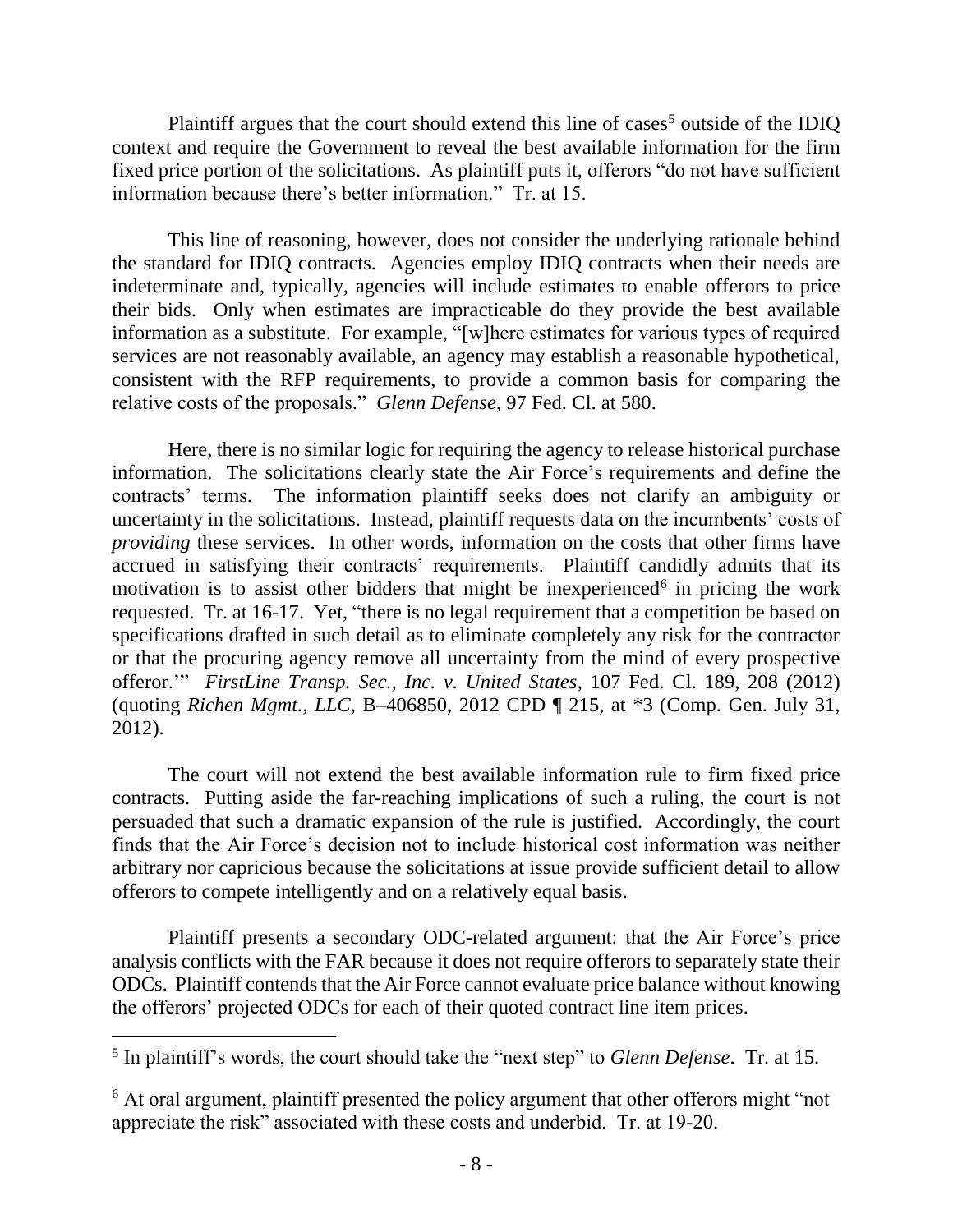Plaintiff argues that the court should extend this line of cases[5] outside of the IDIQ context and require the Government to reveal the best available information for the firm fixed price portion of the solicitations. As plaintiff puts it, offerors "do not have sufficient information because there's better information." Tr. at 15.

This line of reasoning, however, does not consider the underlying rationale behind the standard for IDIQ contracts. Agencies employ IDIQ contracts when their needs are indeterminate and, typically, agencies will include estimates to enable offerors to price their bids. Only when estimates are impracticable do they provide the best available information as a substitute. For example, "[w]here estimates for various types of required services are not reasonably available, an agency may establish a reasonable hypothetical, consistent with the RFP requirements, to provide a common basis for comparing the relative costs of the proposals." *Glenn Defense*, 97 Fed. Cl. at 580.

Here, there is no similar logic for requiring the agency to release historical purchase information. The solicitations clearly state the Air Force's requirements and define the contracts' terms. The information plaintiff seeks does not clarify an ambiguity or uncertainty in the solicitations. Instead, plaintiff requests data on the incumbents' costs of *providing* these services. In other words, information on the costs that other firms have accrued in satisfying their contracts' requirements. Plaintiff candidly admits that its motivation is to assist other bidders that might be inexperienced[6] in pricing the work requested. Tr. at 16-17. Yet, "there is no legal requirement that a competition be based on specifications drafted in such detail as to eliminate completely any risk for the contractor or that the procuring agency remove all uncertainty from the mind of every prospective offeror.'" *FirstLine Transp. Sec., Inc. v. United States*, 107 Fed. Cl. 189, 208 (2012) (quoting *Richen Mgmt., LLC*, B–406850, 2012 CPD ¶ 215, at *3 (Comp. Gen. July 31, 2012).

The court will not extend the best available information rule to firm fixed price contracts. Putting aside the far-reaching implications of such a ruling, the court is not persuaded that such a dramatic expansion of the rule is justified. Accordingly, the court finds that the Air Force's decision not to include historical cost information was neither arbitrary nor capricious because the solicitations at issue provide sufficient detail to allow offerors to compete intelligently and on a relatively equal basis.

Plaintiff presents a secondary ODC-related argument: that the Air Force's price analysis conflicts with the FAR because it does not require offerors to separately state their ODCs. Plaintiff contends that the Air Force cannot evaluate price balance without knowing the offerors' projected ODCs for each of their quoted contract line item prices.

---

[5] In plaintiff's words, the court should take the "next step" to *Glenn Defense*. Tr. at 15.

[6] At oral argument, plaintiff presented the policy argument that other offerors might "not appreciate the risk" associated with these costs and underbid. Tr. at 19-20.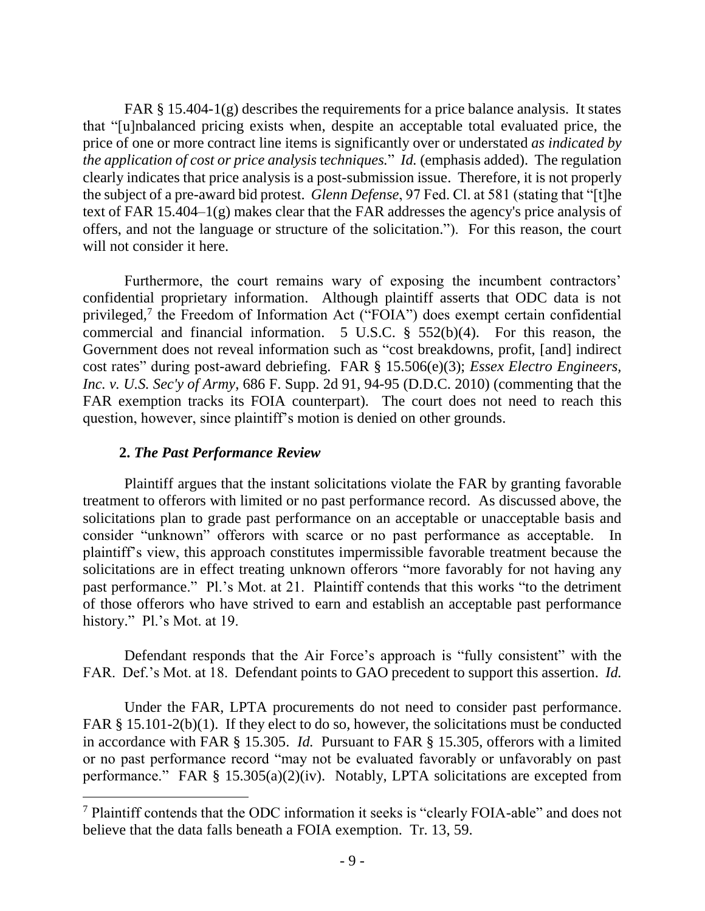FAR § 15.404-1(g) describes the requirements for a price balance analysis. It states that "[u]nbalanced pricing exists when, despite an acceptable total evaluated price, the price of one or more contract line items is significantly over or understated *as indicated by the application of cost or price analysis techniques.*" *Id.* (emphasis added). The regulation clearly indicates that price analysis is a post-submission issue. Therefore, it is not properly the subject of a pre-award bid protest. *Glenn Defense*, 97 Fed. Cl. at 581 (stating that "[t]he text of FAR 15.404–1(g) makes clear that the FAR addresses the agency's price analysis of offers, and not the language or structure of the solicitation."). For this reason, the court will not consider it here.

Furthermore, the court remains wary of exposing the incumbent contractors' confidential proprietary information. Although plaintiff asserts that ODC data is not privileged,[7] the Freedom of Information Act ("FOIA") does exempt certain confidential commercial and financial information. 5 U.S.C. § 552(b)(4). For this reason, the Government does not reveal information such as "cost breakdowns, profit, [and] indirect cost rates" during post-award debriefing. FAR § 15.506(e)(3); *Essex Electro Engineers, Inc. v. U.S. Sec'y of Army*, 686 F. Supp. 2d 91, 94-95 (D.D.C. 2010) (commenting that the FAR exemption tracks its FOIA counterpart). The court does not need to reach this question, however, since plaintiff's motion is denied on other grounds.

### 2. *The Past Performance Review*

Plaintiff argues that the instant solicitations violate the FAR by granting favorable treatment to offerors with limited or no past performance record. As discussed above, the solicitations plan to grade past performance on an acceptable or unacceptable basis and consider "unknown" offerors with scarce or no past performance as acceptable. In plaintiff's view, this approach constitutes impermissible favorable treatment because the solicitations are in effect treating unknown offerors "more favorably for not having any past performance." Pl.'s Mot. at 21. Plaintiff contends that this works "to the detriment of those offerors who have strived to earn and establish an acceptable past performance history." Pl.'s Mot. at 19.

Defendant responds that the Air Force's approach is "fully consistent" with the FAR. Def.'s Mot. at 18. Defendant points to GAO precedent to support this assertion. *Id.*

Under the FAR, LPTA procurements do not need to consider past performance. FAR § 15.101-2(b)(1). If they elect to do so, however, the solicitations must be conducted in accordance with FAR § 15.305. *Id.* Pursuant to FAR § 15.305, offerors with a limited or no past performance record "may not be evaluated favorably or unfavorably on past performance." FAR § 15.305(a)(2)(iv). Notably, LPTA solicitations are excepted from

---

[7] Plaintiff contends that the ODC information it seeks is "clearly FOIA-able" and does not believe that the data falls beneath a FOIA exemption. Tr. 13, 59.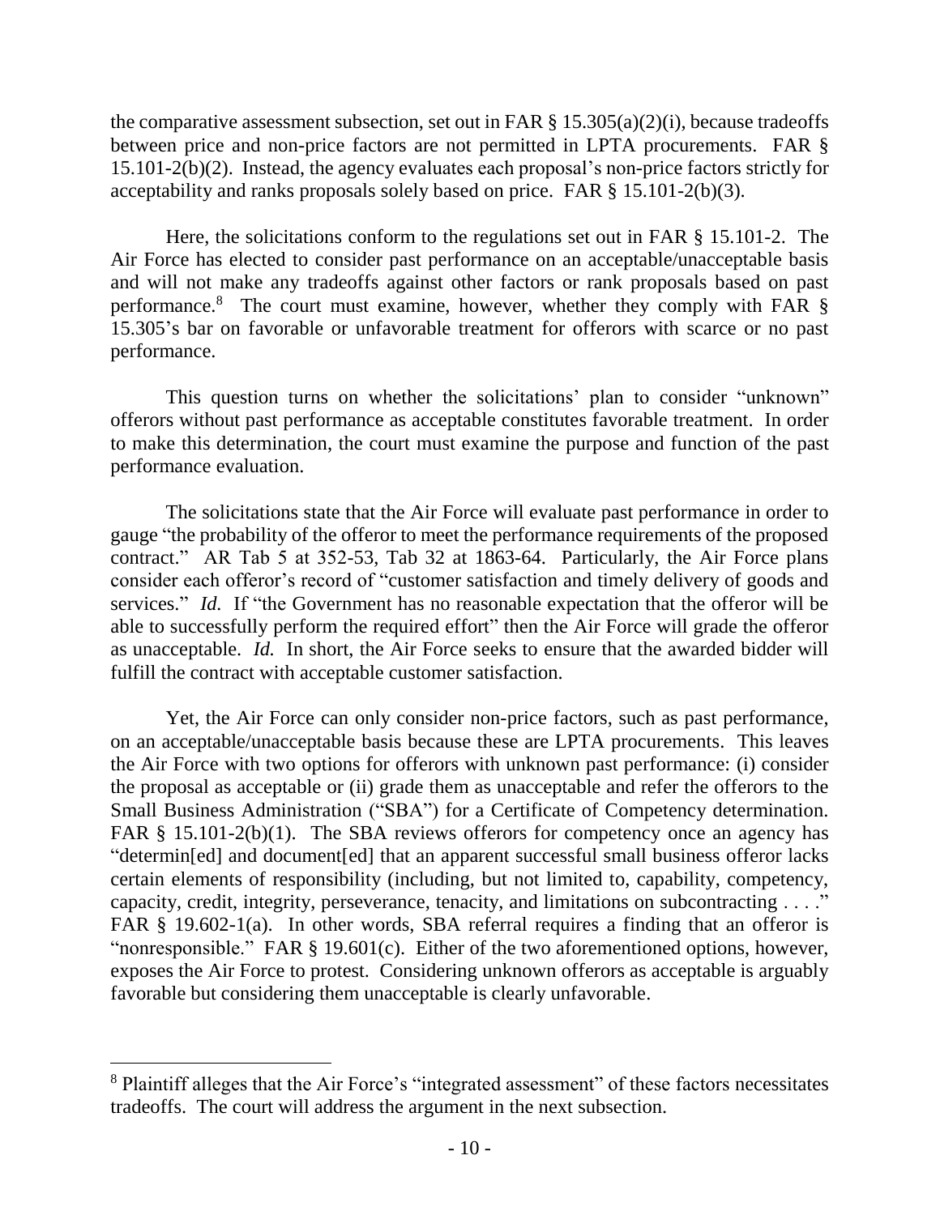the comparative assessment subsection, set out in FAR § 15.305(a)(2)(i), because tradeoffs between price and non-price factors are not permitted in LPTA procurements. FAR § 15.101-2(b)(2). Instead, the agency evaluates each proposal's non-price factors strictly for acceptability and ranks proposals solely based on price. FAR § 15.101-2(b)(3).

Here, the solicitations conform to the regulations set out in FAR § 15.101-2. The Air Force has elected to consider past performance on an acceptable/unacceptable basis and will not make any tradeoffs against other factors or rank proposals based on past performance.[8] The court must examine, however, whether they comply with FAR § 15.305's bar on favorable or unfavorable treatment for offerors with scarce or no past performance.

This question turns on whether the solicitations' plan to consider "unknown" offerors without past performance as acceptable constitutes favorable treatment. In order to make this determination, the court must examine the purpose and function of the past performance evaluation.

The solicitations state that the Air Force will evaluate past performance in order to gauge "the probability of the offeror to meet the performance requirements of the proposed contract." AR Tab 5 at 352-53, Tab 32 at 1863-64. Particularly, the Air Force plans consider each offeror's record of "customer satisfaction and timely delivery of goods and services." *Id.* If "the Government has no reasonable expectation that the offeror will be able to successfully perform the required effort" then the Air Force will grade the offeror as unacceptable. *Id.* In short, the Air Force seeks to ensure that the awarded bidder will fulfill the contract with acceptable customer satisfaction.

Yet, the Air Force can only consider non-price factors, such as past performance, on an acceptable/unacceptable basis because these are LPTA procurements. This leaves the Air Force with two options for offerors with unknown past performance: (i) consider the proposal as acceptable or (ii) grade them as unacceptable and refer the offerors to the Small Business Administration ("SBA") for a Certificate of Competency determination. FAR § 15.101-2(b)(1). The SBA reviews offerors for competency once an agency has "determin[ed] and document[ed] that an apparent successful small business offeror lacks certain elements of responsibility (including, but not limited to, capability, competency, capacity, credit, integrity, perseverance, tenacity, and limitations on subcontracting . . . ." FAR § 19.602-1(a). In other words, SBA referral requires a finding that an offeror is "nonresponsible." FAR § 19.601(c). Either of the two aforementioned options, however, exposes the Air Force to protest. Considering unknown offerors as acceptable is arguably favorable but considering them unacceptable is clearly unfavorable.

---

[8] Plaintiff alleges that the Air Force's "integrated assessment" of these factors necessitates tradeoffs. The court will address the argument in the next subsection.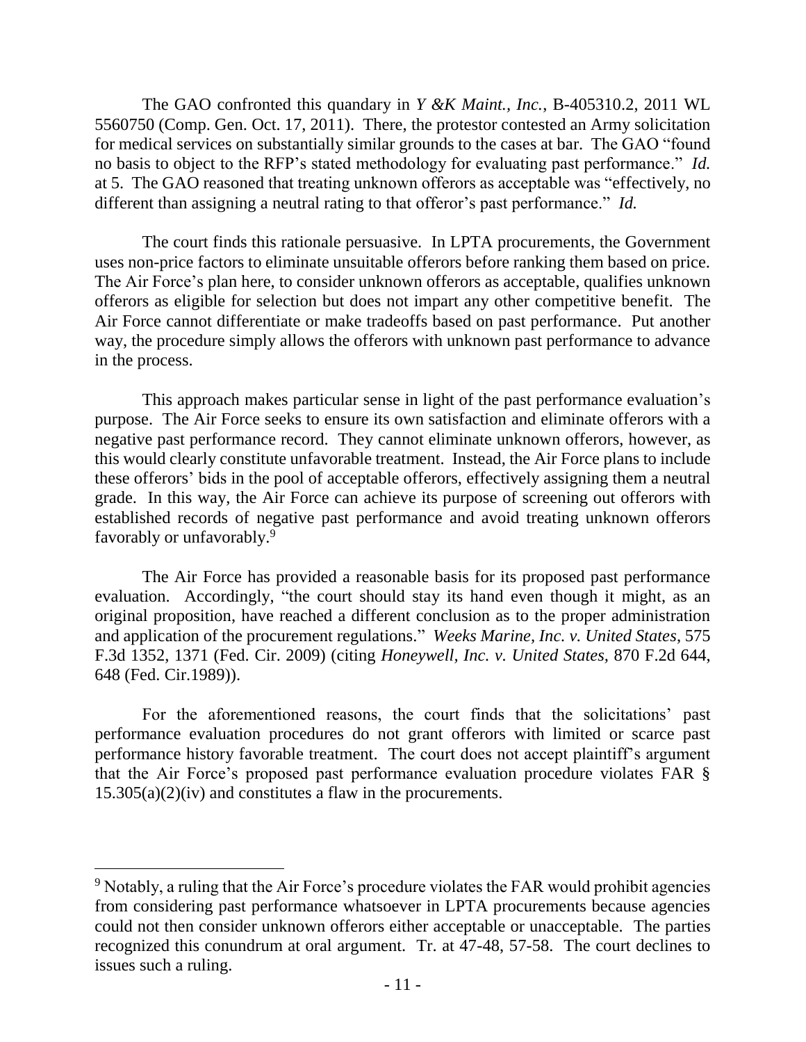The GAO confronted this quandary in *Y &K Maint., Inc.*, B-405310.2, 2011 WL 5560750 (Comp. Gen. Oct. 17, 2011). There, the protestor contested an Army solicitation for medical services on substantially similar grounds to the cases at bar. The GAO "found no basis to object to the RFP's stated methodology for evaluating past performance." *Id.* at 5. The GAO reasoned that treating unknown offerors as acceptable was "effectively, no different than assigning a neutral rating to that offeror's past performance." *Id.*

The court finds this rationale persuasive. In LPTA procurements, the Government uses non-price factors to eliminate unsuitable offerors before ranking them based on price. The Air Force's plan here, to consider unknown offerors as acceptable, qualifies unknown offerors as eligible for selection but does not impart any other competitive benefit. The Air Force cannot differentiate or make tradeoffs based on past performance. Put another way, the procedure simply allows the offerors with unknown past performance to advance in the process.

This approach makes particular sense in light of the past performance evaluation's purpose. The Air Force seeks to ensure its own satisfaction and eliminate offerors with a negative past performance record. They cannot eliminate unknown offerors, however, as this would clearly constitute unfavorable treatment. Instead, the Air Force plans to include these offerors' bids in the pool of acceptable offerors, effectively assigning them a neutral grade. In this way, the Air Force can achieve its purpose of screening out offerors with established records of negative past performance and avoid treating unknown offerors favorably or unfavorably.[9]

The Air Force has provided a reasonable basis for its proposed past performance evaluation. Accordingly, "the court should stay its hand even though it might, as an original proposition, have reached a different conclusion as to the proper administration and application of the procurement regulations." *Weeks Marine, Inc. v. United States*, 575 F.3d 1352, 1371 (Fed. Cir. 2009) (citing *Honeywell, Inc. v. United States*, 870 F.2d 644, 648 (Fed. Cir.1989)).

For the aforementioned reasons, the court finds that the solicitations' past performance evaluation procedures do not grant offerors with limited or scarce past performance history favorable treatment. The court does not accept plaintiff's argument that the Air Force's proposed past performance evaluation procedure violates FAR § 15.305(a)(2)(iv) and constitutes a flaw in the procurements.

---

[9] Notably, a ruling that the Air Force's procedure violates the FAR would prohibit agencies from considering past performance whatsoever in LPTA procurements because agencies could not then consider unknown offerors either acceptable or unacceptable. The parties recognized this conundrum at oral argument. Tr. at 47-48, 57-58. The court declines to issues such a ruling.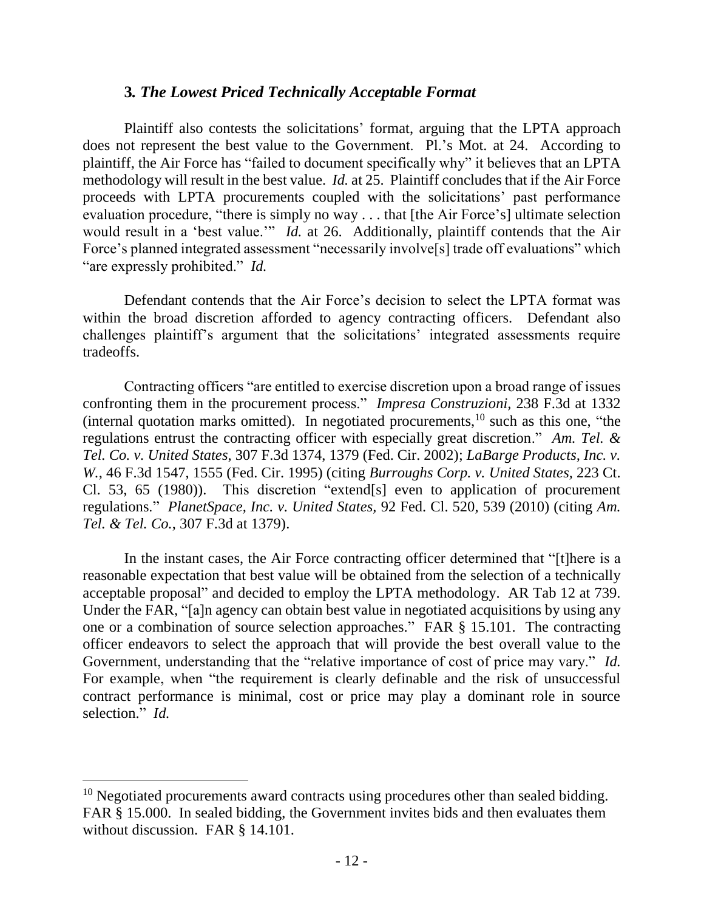### **3.** ***The Lowest Priced Technically Acceptable Format***

Plaintiff also contests the solicitations' format, arguing that the LPTA approach does not represent the best value to the Government. Pl.'s Mot. at 24. According to plaintiff, the Air Force has "failed to document specifically why" it believes that an LPTA methodology will result in the best value. *Id.* at 25. Plaintiff concludes that if the Air Force proceeds with LPTA procurements coupled with the solicitations' past performance evaluation procedure, "there is simply no way . . . that [the Air Force's] ultimate selection would result in a 'best value.'" *Id.* at 26. Additionally, plaintiff contends that the Air Force's planned integrated assessment "necessarily involve[s] trade off evaluations" which "are expressly prohibited." *Id.*

Defendant contends that the Air Force's decision to select the LPTA format was within the broad discretion afforded to agency contracting officers. Defendant also challenges plaintiff's argument that the solicitations' integrated assessments require tradeoffs.

Contracting officers "are entitled to exercise discretion upon a broad range of issues confronting them in the procurement process." *Impresa Construzioni*, 238 F.3d at 1332 (internal quotation marks omitted). In negotiated procurements,[10] such as this one, "the regulations entrust the contracting officer with especially great discretion." *Am. Tel. & Tel. Co. v. United States*, 307 F.3d 1374, 1379 (Fed. Cir. 2002); *LaBarge Products, Inc. v. W.*, 46 F.3d 1547, 1555 (Fed. Cir. 1995) (citing *Burroughs Corp. v. United States*, 223 Ct. Cl. 53, 65 (1980)). This discretion "extend[s] even to application of procurement regulations." *PlanetSpace, Inc. v. United States*, 92 Fed. Cl. 520, 539 (2010) (citing *Am. Tel. & Tel. Co.*, 307 F.3d at 1379).

In the instant cases, the Air Force contracting officer determined that "[t]here is a reasonable expectation that best value will be obtained from the selection of a technically acceptable proposal" and decided to employ the LPTA methodology. AR Tab 12 at 739. Under the FAR, "[a]n agency can obtain best value in negotiated acquisitions by using any one or a combination of source selection approaches." FAR § 15.101. The contracting officer endeavors to select the approach that will provide the best overall value to the Government, understanding that the "relative importance of cost of price may vary." *Id.* For example, when "the requirement is clearly definable and the risk of unsuccessful contract performance is minimal, cost or price may play a dominant role in source selection." *Id.*

---

[10] Negotiated procurements award contracts using procedures other than sealed bidding. FAR § 15.000. In sealed bidding, the Government invites bids and then evaluates them without discussion. FAR § 14.101.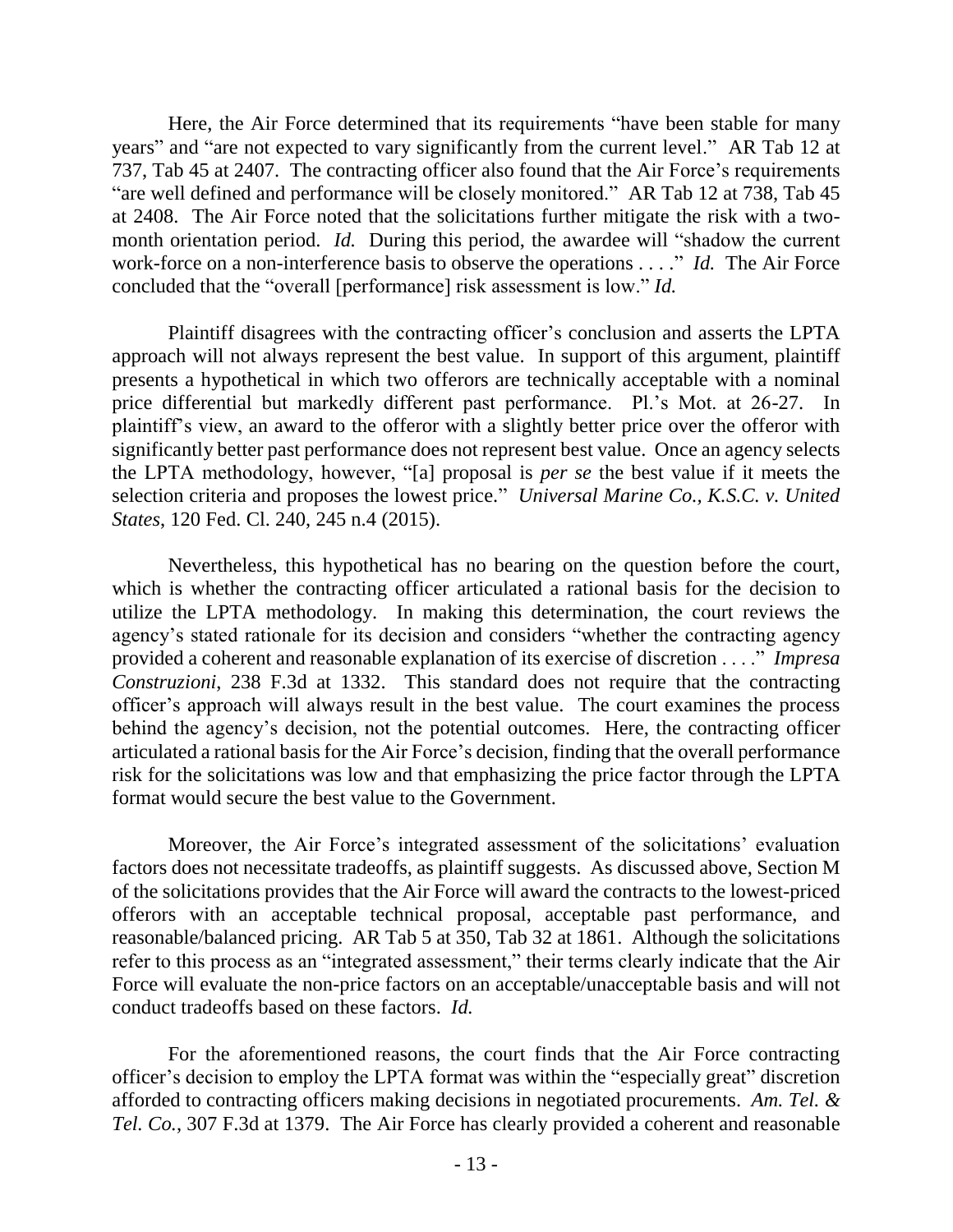Here, the Air Force determined that its requirements "have been stable for many years" and "are not expected to vary significantly from the current level." AR Tab 12 at 737, Tab 45 at 2407. The contracting officer also found that the Air Force's requirements "are well defined and performance will be closely monitored." AR Tab 12 at 738, Tab 45 at 2408. The Air Force noted that the solicitations further mitigate the risk with a two-month orientation period. *Id.* During this period, the awardee will "shadow the current work-force on a non-interference basis to observe the operations . . . ." *Id.* The Air Force concluded that the "overall [performance] risk assessment is low." *Id.*

Plaintiff disagrees with the contracting officer's conclusion and asserts the LPTA approach will not always represent the best value. In support of this argument, plaintiff presents a hypothetical in which two offerors are technically acceptable with a nominal price differential but markedly different past performance. Pl.'s Mot. at 26-27. In plaintiff's view, an award to the offeror with a slightly better price over the offeror with significantly better past performance does not represent best value. Once an agency selects the LPTA methodology, however, "[a] proposal is *per se* the best value if it meets the selection criteria and proposes the lowest price." *Universal Marine Co., K.S.C. v. United States*, 120 Fed. Cl. 240, 245 n.4 (2015).

Nevertheless, this hypothetical has no bearing on the question before the court, which is whether the contracting officer articulated a rational basis for the decision to utilize the LPTA methodology. In making this determination, the court reviews the agency's stated rationale for its decision and considers "whether the contracting agency provided a coherent and reasonable explanation of its exercise of discretion . . . ." *Impresa Construzioni*, 238 F.3d at 1332. This standard does not require that the contracting officer's approach will always result in the best value. The court examines the process behind the agency's decision, not the potential outcomes. Here, the contracting officer articulated a rational basis for the Air Force's decision, finding that the overall performance risk for the solicitations was low and that emphasizing the price factor through the LPTA format would secure the best value to the Government.

Moreover, the Air Force's integrated assessment of the solicitations' evaluation factors does not necessitate tradeoffs, as plaintiff suggests. As discussed above, Section M of the solicitations provides that the Air Force will award the contracts to the lowest-priced offerors with an acceptable technical proposal, acceptable past performance, and reasonable/balanced pricing. AR Tab 5 at 350, Tab 32 at 1861. Although the solicitations refer to this process as an "integrated assessment," their terms clearly indicate that the Air Force will evaluate the non-price factors on an acceptable/unacceptable basis and will not conduct tradeoffs based on these factors. *Id.*

For the aforementioned reasons, the court finds that the Air Force contracting officer's decision to employ the LPTA format was within the "especially great" discretion afforded to contracting officers making decisions in negotiated procurements. *Am. Tel. & Tel. Co.*, 307 F.3d at 1379. The Air Force has clearly provided a coherent and reasonable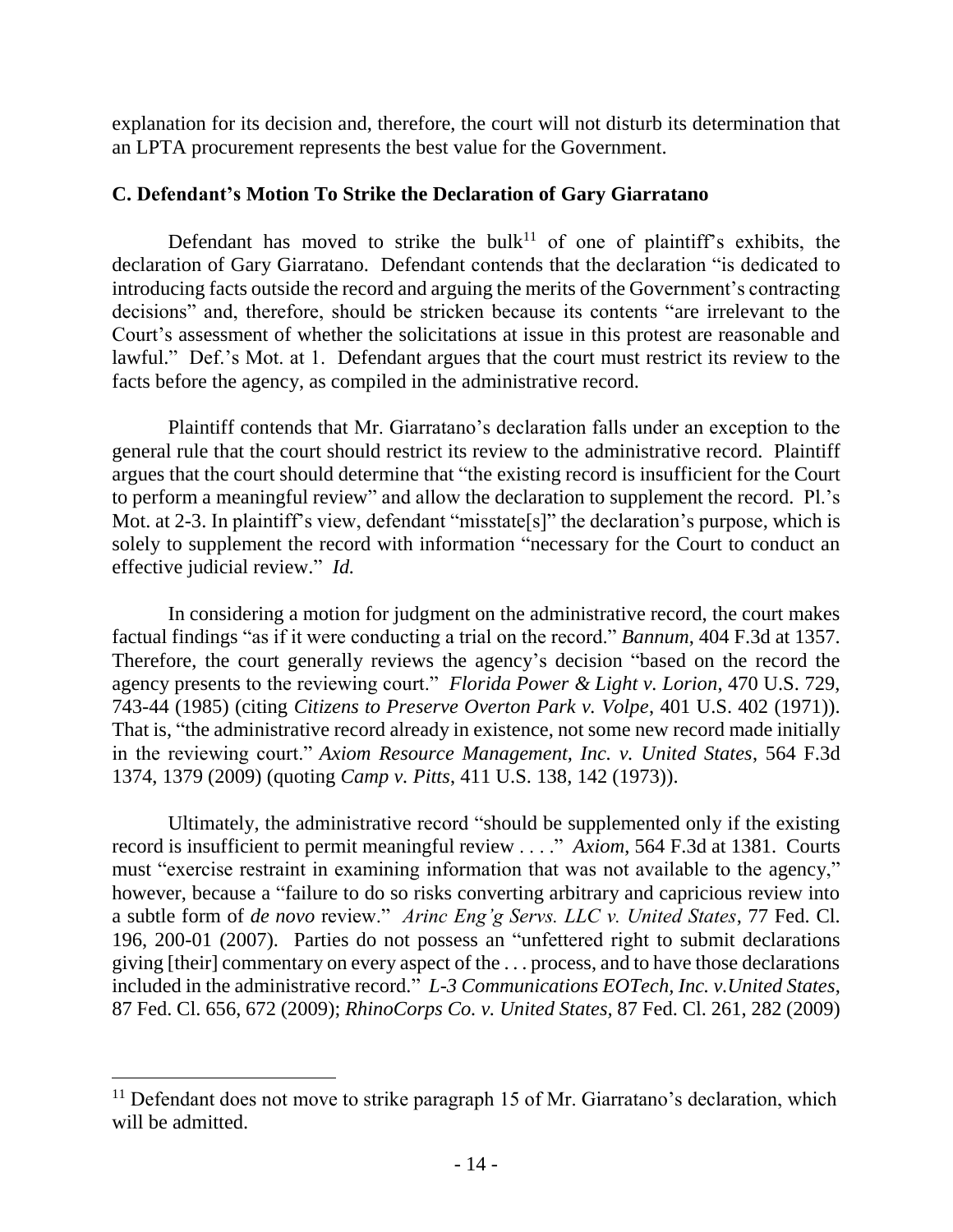explanation for its decision and, therefore, the court will not disturb its determination that an LPTA procurement represents the best value for the Government.

### C. Defendant's Motion To Strike the Declaration of Gary Giarratano

Defendant has moved to strike the bulk[11] of one of plaintiff's exhibits, the declaration of Gary Giarratano. Defendant contends that the declaration "is dedicated to introducing facts outside the record and arguing the merits of the Government's contracting decisions" and, therefore, should be stricken because its contents "are irrelevant to the Court's assessment of whether the solicitations at issue in this protest are reasonable and lawful." Def.'s Mot. at 1. Defendant argues that the court must restrict its review to the facts before the agency, as compiled in the administrative record.

Plaintiff contends that Mr. Giarratano's declaration falls under an exception to the general rule that the court should restrict its review to the administrative record. Plaintiff argues that the court should determine that "the existing record is insufficient for the Court to perform a meaningful review" and allow the declaration to supplement the record. Pl.'s Mot. at 2-3. In plaintiff's view, defendant "misstate[s]" the declaration's purpose, which is solely to supplement the record with information "necessary for the Court to conduct an effective judicial review." *Id.*

In considering a motion for judgment on the administrative record, the court makes factual findings "as if it were conducting a trial on the record." *Bannum*, 404 F.3d at 1357. Therefore, the court generally reviews the agency's decision "based on the record the agency presents to the reviewing court." *Florida Power & Light v. Lorion*, 470 U.S. 729, 743-44 (1985) (citing *Citizens to Preserve Overton Park v. Volpe*, 401 U.S. 402 (1971)). That is, "the administrative record already in existence, not some new record made initially in the reviewing court." *Axiom Resource Management, Inc. v. United States*, 564 F.3d 1374, 1379 (2009) (quoting *Camp v. Pitts*, 411 U.S. 138, 142 (1973)).

Ultimately, the administrative record "should be supplemented only if the existing record is insufficient to permit meaningful review . . . ." *Axiom*, 564 F.3d at 1381. Courts must "exercise restraint in examining information that was not available to the agency," however, because a "failure to do so risks converting arbitrary and capricious review into a subtle form of *de novo* review." *Arinc Eng'g Servs. LLC v. United States*, 77 Fed. Cl. 196, 200-01 (2007). Parties do not possess an "unfettered right to submit declarations giving [their] commentary on every aspect of the . . . process, and to have those declarations included in the administrative record." *L-3 Communications EOTech, Inc. v.United States*, 87 Fed. Cl. 656, 672 (2009); *RhinoCorps Co. v. United States*, 87 Fed. Cl. 261, 282 (2009)

---

[11] Defendant does not move to strike paragraph 15 of Mr. Giarratano's declaration, which will be admitted.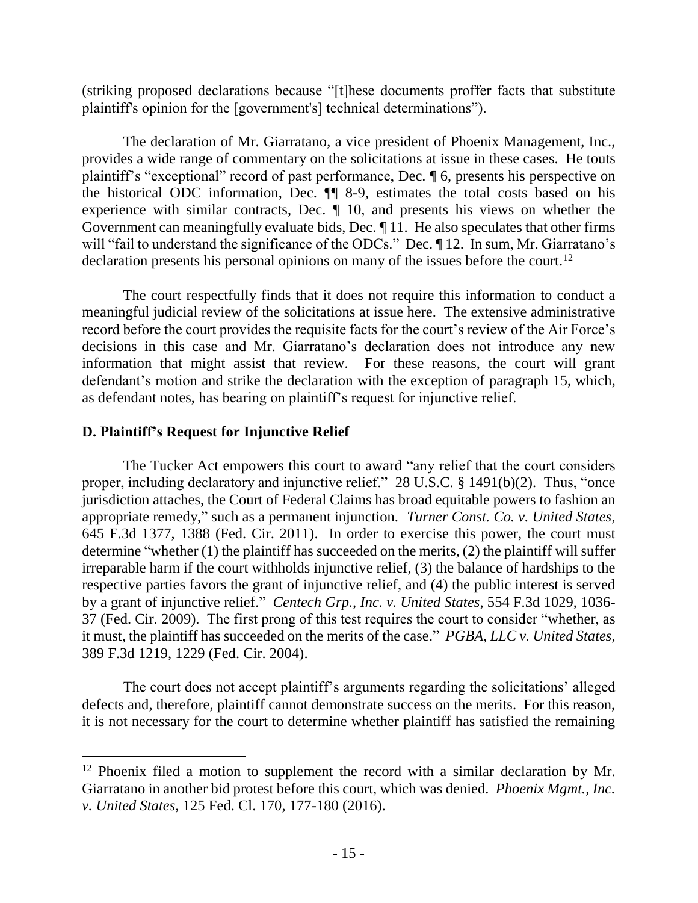(striking proposed declarations because "[t]hese documents proffer facts that substitute plaintiff's opinion for the [government's] technical determinations").

The declaration of Mr. Giarratano, a vice president of Phoenix Management, Inc., provides a wide range of commentary on the solicitations at issue in these cases. He touts plaintiff's "exceptional" record of past performance, Dec. ¶ 6, presents his perspective on the historical ODC information, Dec. ¶¶ 8-9, estimates the total costs based on his experience with similar contracts, Dec. ¶ 10, and presents his views on whether the Government can meaningfully evaluate bids, Dec. ¶ 11. He also speculates that other firms will "fail to understand the significance of the ODCs." Dec. ¶ 12. In sum, Mr. Giarratano's declaration presents his personal opinions on many of the issues before the court.[12]

The court respectfully finds that it does not require this information to conduct a meaningful judicial review of the solicitations at issue here. The extensive administrative record before the court provides the requisite facts for the court's review of the Air Force's decisions in this case and Mr. Giarratano's declaration does not introduce any new information that might assist that review. For these reasons, the court will grant defendant's motion and strike the declaration with the exception of paragraph 15, which, as defendant notes, has bearing on plaintiff's request for injunctive relief.

### D. Plaintiff's Request for Injunctive Relief

The Tucker Act empowers this court to award "any relief that the court considers proper, including declaratory and injunctive relief." 28 U.S.C. § 1491(b)(2). Thus, "once jurisdiction attaches, the Court of Federal Claims has broad equitable powers to fashion an appropriate remedy," such as a permanent injunction. *Turner Const. Co. v. United States*, 645 F.3d 1377, 1388 (Fed. Cir. 2011). In order to exercise this power, the court must determine "whether (1) the plaintiff has succeeded on the merits, (2) the plaintiff will suffer irreparable harm if the court withholds injunctive relief, (3) the balance of hardships to the respective parties favors the grant of injunctive relief, and (4) the public interest is served by a grant of injunctive relief." *Centech Grp., Inc. v. United States*, 554 F.3d 1029, 1036-37 (Fed. Cir. 2009). The first prong of this test requires the court to consider "whether, as it must, the plaintiff has succeeded on the merits of the case." *PGBA, LLC v. United States*, 389 F.3d 1219, 1229 (Fed. Cir. 2004).

The court does not accept plaintiff's arguments regarding the solicitations' alleged defects and, therefore, plaintiff cannot demonstrate success on the merits. For this reason, it is not necessary for the court to determine whether plaintiff has satisfied the remaining

---

[12] Phoenix filed a motion to supplement the record with a similar declaration by Mr. Giarratano in another bid protest before this court, which was denied. *Phoenix Mgmt., Inc. v. United States*, 125 Fed. Cl. 170, 177-180 (2016).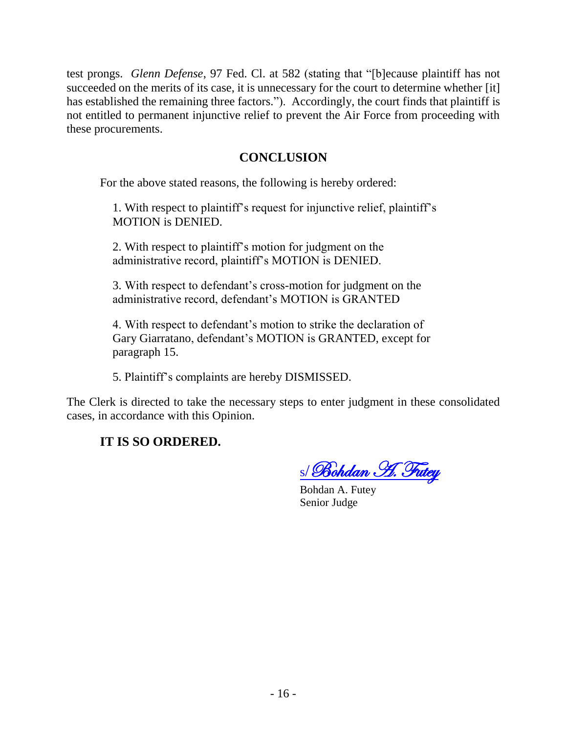test prongs. *Glenn Defense*, 97 Fed. Cl. at 582 (stating that "[b]ecause plaintiff has not succeeded on the merits of its case, it is unnecessary for the court to determine whether [it] has established the remaining three factors."). Accordingly, the court finds that plaintiff is not entitled to permanent injunctive relief to prevent the Air Force from proceeding with these procurements.

## CONCLUSION

For the above stated reasons, the following is hereby ordered:

1. With respect to plaintiff's request for injunctive relief, plaintiff's MOTION is DENIED.

2. With respect to plaintiff's motion for judgment on the administrative record, plaintiff's MOTION is DENIED.

3. With respect to defendant's cross-motion for judgment on the administrative record, defendant's MOTION is GRANTED

4. With respect to defendant's motion to strike the declaration of Gary Giarratano, defendant's MOTION is GRANTED, except for paragraph 15.

5. Plaintiff's complaints are hereby DISMISSED.

The Clerk is directed to take the necessary steps to enter judgment in these consolidated cases, in accordance with this Opinion.

**IT IS SO ORDERED.**

s/ *Bohdan A. Futey*

Bohdan A. Futey
Senior Judge